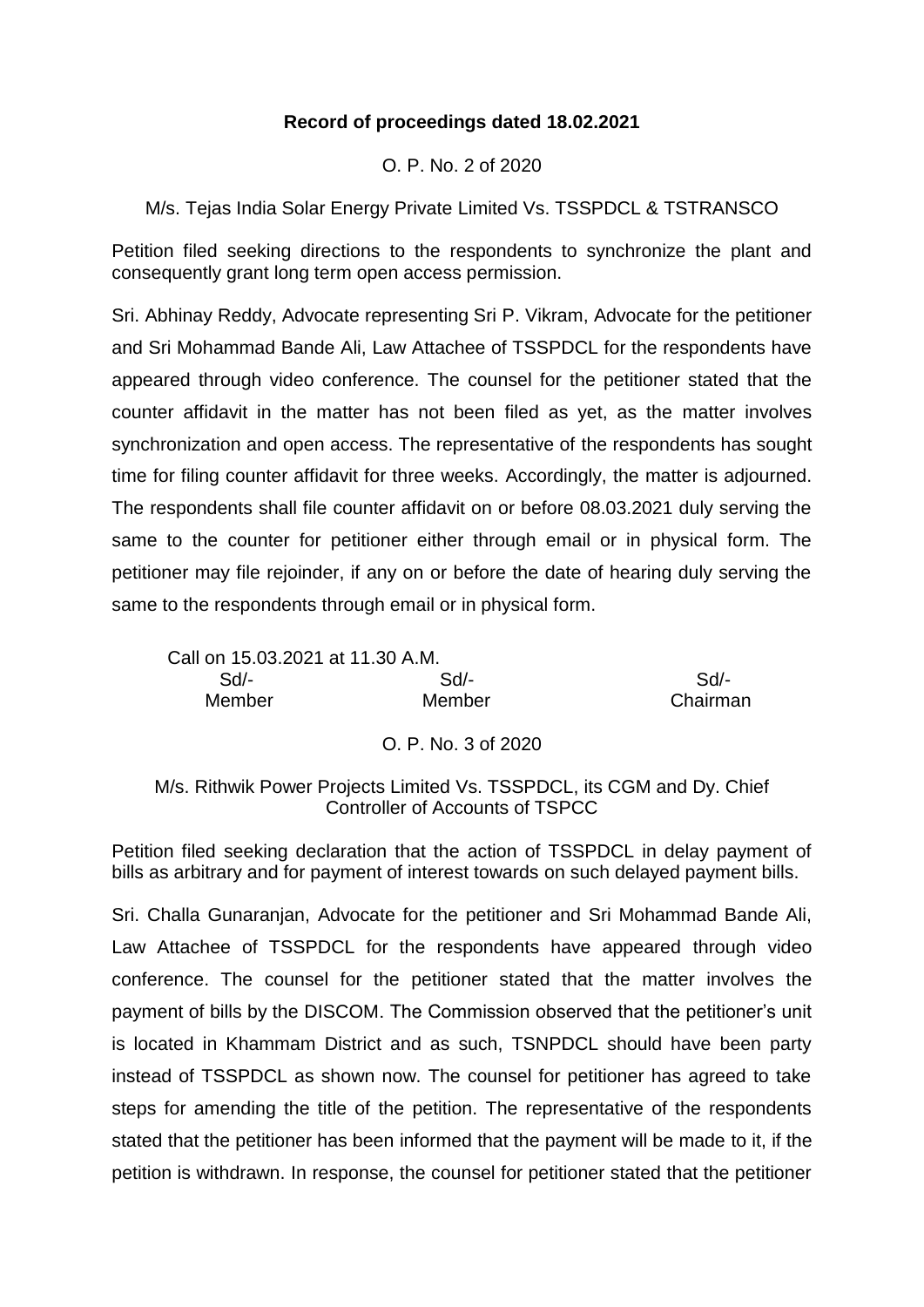**Record of proceedings dated 18.02.2021**

O. P. No. 2 of 2020

M/s. Tejas India Solar Energy Private Limited Vs. TSSPDCL & TSTRANSCO

Petition filed seeking directions to the respondents to synchronize the plant and consequently grant long term open access permission.

Sri. Abhinay Reddy, Advocate representing Sri P. Vikram, Advocate for the petitioner and Sri Mohammad Bande Ali, Law Attachee of TSSPDCL for the respondents have appeared through video conference. The counsel for the petitioner stated that the counter affidavit in the matter has not been filed as yet, as the matter involves synchronization and open access. The representative of the respondents has sought time for filing counter affidavit for three weeks. Accordingly, the matter is adjourned. The respondents shall file counter affidavit on or before 08.03.2021 duly serving the same to the counter for petitioner either through email or in physical form. The petitioner may file rejoinder, if any on or before the date of hearing duly serving the same to the respondents through email or in physical form.

Call on 15.03.2021 at 11.30 A.M.

| Sd/- | Sd/- | Sd/- |
|---|---|---|
| Member | Member | Chairman |

O. P. No. 3 of 2020

M/s. Rithwik Power Projects Limited Vs. TSSPDCL, its CGM and Dy. Chief Controller of Accounts of TSPCC

Petition filed seeking declaration that the action of TSSPDCL in delay payment of bills as arbitrary and for payment of interest towards on such delayed payment bills.

Sri. Challa Gunaranjan, Advocate for the petitioner and Sri Mohammad Bande Ali, Law Attachee of TSSPDCL for the respondents have appeared through video conference. The counsel for the petitioner stated that the matter involves the payment of bills by the DISCOM. The Commission observed that the petitioner's unit is located in Khammam District and as such, TSNPDCL should have been party instead of TSSPDCL as shown now. The counsel for petitioner has agreed to take steps for amending the title of the petition. The representative of the respondents stated that the petitioner has been informed that the payment will be made to it, if the petition is withdrawn. In response, the counsel for petitioner stated that the petitioner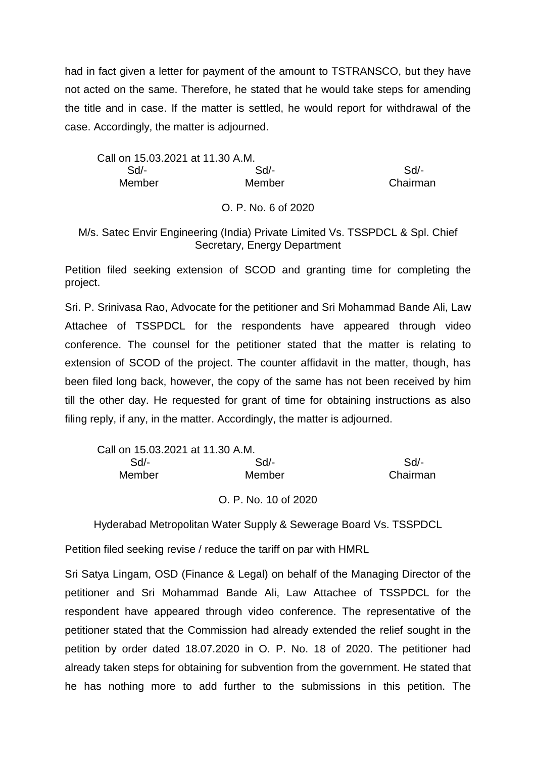had in fact given a letter for payment of the amount to TSTRANSCO, but they have not acted on the same. Therefore, he stated that he would take steps for amending the title and in case. If the matter is settled, he would report for withdrawal of the case. Accordingly, the matter is adjourned.

Call on 15.03.2021 at 11.30 A.M.

| Sd/- | Sd/- | Sd/- |
|---|---|---|
| Member | Member | Chairman |

O. P. No. 6 of 2020

M/s. Satec Envir Engineering (India) Private Limited Vs. TSSPDCL & Spl. Chief Secretary, Energy Department

Petition filed seeking extension of SCOD and granting time for completing the project.

Sri. P. Srinivasa Rao, Advocate for the petitioner and Sri Mohammad Bande Ali, Law Attachee of TSSPDCL for the respondents have appeared through video conference. The counsel for the petitioner stated that the matter is relating to extension of SCOD of the project. The counter affidavit in the matter, though, has been filed long back, however, the copy of the same has not been received by him till the other day. He requested for grant of time for obtaining instructions as also filing reply, if any, in the matter. Accordingly, the matter is adjourned.

Call on 15.03.2021 at 11.30 A.M.

| Sd/- | Sd/- | Sd/- |
|---|---|---|
| Member | Member | Chairman |

O. P. No. 10 of 2020

Hyderabad Metropolitan Water Supply & Sewerage Board Vs. TSSPDCL

Petition filed seeking revise / reduce the tariff on par with HMRL

Sri Satya Lingam, OSD (Finance & Legal) on behalf of the Managing Director of the petitioner and Sri Mohammad Bande Ali, Law Attachee of TSSPDCL for the respondent have appeared through video conference. The representative of the petitioner stated that the Commission had already extended the relief sought in the petition by order dated 18.07.2020 in O. P. No. 18 of 2020. The petitioner had already taken steps for obtaining for subvention from the government. He stated that he has nothing more to add further to the submissions in this petition. The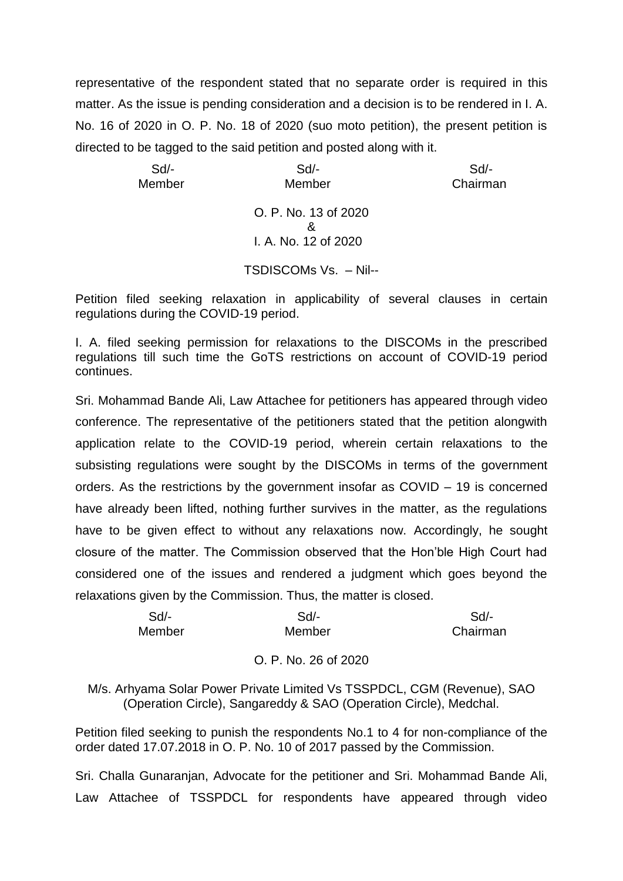representative of the respondent stated that no separate order is required in this matter. As the issue is pending consideration and a decision is to be rendered in I. A. No. 16 of 2020 in O. P. No. 18 of 2020 (suo moto petition), the present petition is directed to be tagged to the said petition and posted along with it.

| Sd/- | Sd/- | Sd/- |
|---|---|---|
| Member | Member | Chairman |

O. P. No. 13 of 2020
&
I. A. No. 12 of 2020

TSDISCOMs Vs. – Nil--

Petition filed seeking relaxation in applicability of several clauses in certain regulations during the COVID-19 period.

I. A. filed seeking permission for relaxations to the DISCOMs in the prescribed regulations till such time the GoTS restrictions on account of COVID-19 period continues.

Sri. Mohammad Bande Ali, Law Attachee for petitioners has appeared through video conference. The representative of the petitioners stated that the petition alongwith application relate to the COVID-19 period, wherein certain relaxations to the subsisting regulations were sought by the DISCOMs in terms of the government orders. As the restrictions by the government insofar as COVID – 19 is concerned have already been lifted, nothing further survives in the matter, as the regulations have to be given effect to without any relaxations now. Accordingly, he sought closure of the matter. The Commission observed that the Hon'ble High Court had considered one of the issues and rendered a judgment which goes beyond the relaxations given by the Commission. Thus, the matter is closed.

| Sd/- | Sd/- | Sd/- |
|---|---|---|
| Member | Member | Chairman |

O. P. No. 26 of 2020

M/s. Arhyama Solar Power Private Limited Vs TSSPDCL, CGM (Revenue), SAO (Operation Circle), Sangareddy & SAO (Operation Circle), Medchal.

Petition filed seeking to punish the respondents No.1 to 4 for non-compliance of the order dated 17.07.2018 in O. P. No. 10 of 2017 passed by the Commission.

Sri. Challa Gunaranjan, Advocate for the petitioner and Sri. Mohammad Bande Ali, Law Attachee of TSSPDCL for respondents have appeared through video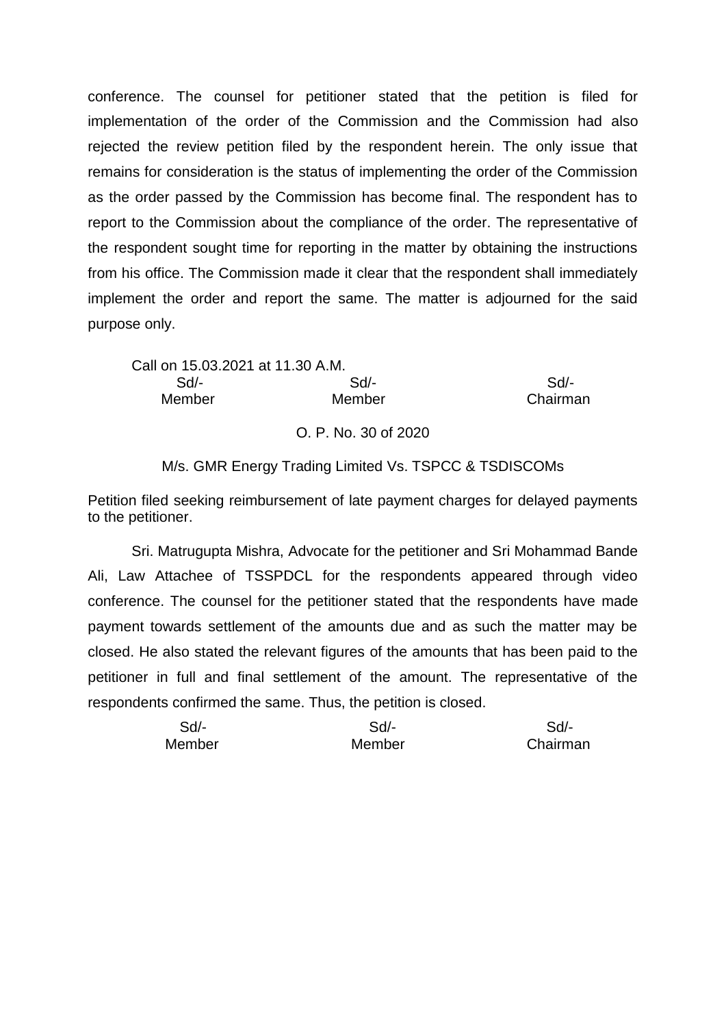conference. The counsel for petitioner stated that the petition is filed for implementation of the order of the Commission and the Commission had also rejected the review petition filed by the respondent herein. The only issue that remains for consideration is the status of implementing the order of the Commission as the order passed by the Commission has become final. The respondent has to report to the Commission about the compliance of the order. The representative of the respondent sought time for reporting in the matter by obtaining the instructions from his office. The Commission made it clear that the respondent shall immediately implement the order and report the same. The matter is adjourned for the said purpose only.

Call on 15.03.2021 at 11.30 A.M.

| | | |
|---|---|---|
| Sd/- | Sd/- | Sd/- |
| Member | Member | Chairman |

O. P. No. 30 of 2020

M/s. GMR Energy Trading Limited Vs. TSPCC & TSDISCOMs

Petition filed seeking reimbursement of late payment charges for delayed payments to the petitioner.

Sri. Matrugupta Mishra, Advocate for the petitioner and Sri Mohammad Bande Ali, Law Attachee of TSSPDCL for the respondents appeared through video conference. The counsel for the petitioner stated that the respondents have made payment towards settlement of the amounts due and as such the matter may be closed. He also stated the relevant figures of the amounts that has been paid to the petitioner in full and final settlement of the amount. The representative of the respondents confirmed the same. Thus, the petition is closed.

| | | |
|---|---|---|
| Sd/- | Sd/- | Sd/- |
| Member | Member | Chairman |